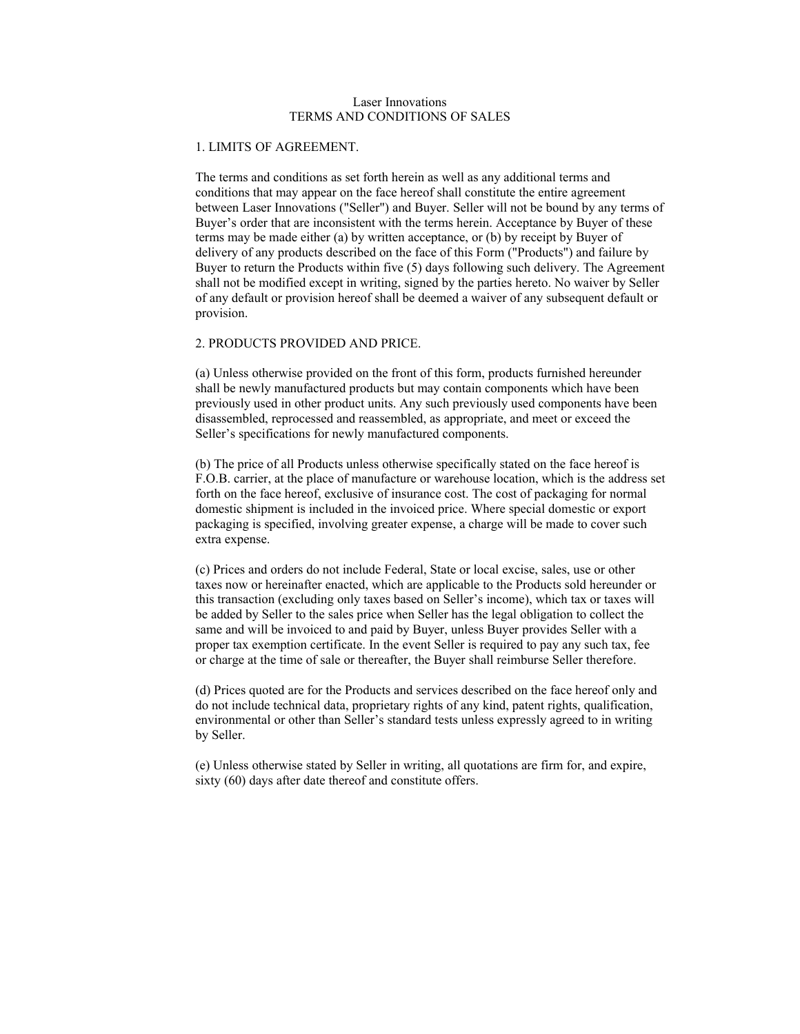# Laser Innovations
## TERMS AND CONDITIONS OF SALES

### 1. LIMITS OF AGREEMENT.

The terms and conditions as set forth herein as well as any additional terms and conditions that may appear on the face hereof shall constitute the entire agreement between Laser Innovations ("Seller") and Buyer. Seller will not be bound by any terms of Buyer's order that are inconsistent with the terms herein. Acceptance by Buyer of these terms may be made either (a) by written acceptance, or (b) by receipt by Buyer of delivery of any products described on the face of this Form ("Products") and failure by Buyer to return the Products within five (5) days following such delivery. The Agreement shall not be modified except in writing, signed by the parties hereto. No waiver by Seller of any default or provision hereof shall be deemed a waiver of any subsequent default or provision.

### 2. PRODUCTS PROVIDED AND PRICE.

(a) Unless otherwise provided on the front of this form, products furnished hereunder shall be newly manufactured products but may contain components which have been previously used in other product units. Any such previously used components have been disassembled, reprocessed and reassembled, as appropriate, and meet or exceed the Seller's specifications for newly manufactured components.

(b) The price of all Products unless otherwise specifically stated on the face hereof is F.O.B. carrier, at the place of manufacture or warehouse location, which is the address set forth on the face hereof, exclusive of insurance cost. The cost of packaging for normal domestic shipment is included in the invoiced price. Where special domestic or export packaging is specified, involving greater expense, a charge will be made to cover such extra expense.

(c) Prices and orders do not include Federal, State or local excise, sales, use or other taxes now or hereinafter enacted, which are applicable to the Products sold hereunder or this transaction (excluding only taxes based on Seller's income), which tax or taxes will be added by Seller to the sales price when Seller has the legal obligation to collect the same and will be invoiced to and paid by Buyer, unless Buyer provides Seller with a proper tax exemption certificate. In the event Seller is required to pay any such tax, fee or charge at the time of sale or thereafter, the Buyer shall reimburse Seller therefore.

(d) Prices quoted are for the Products and services described on the face hereof only and do not include technical data, proprietary rights of any kind, patent rights, qualification, environmental or other than Seller's standard tests unless expressly agreed to in writing by Seller.

(e) Unless otherwise stated by Seller in writing, all quotations are firm for, and expire, sixty (60) days after date thereof and constitute offers.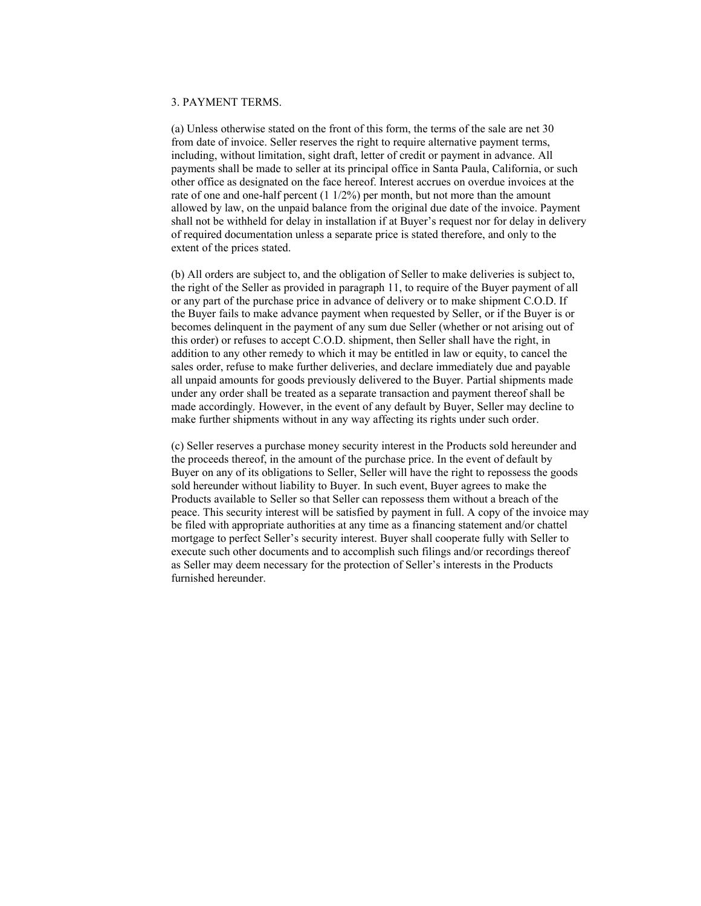3. PAYMENT TERMS.

(a) Unless otherwise stated on the front of this form, the terms of the sale are net 30 from date of invoice. Seller reserves the right to require alternative payment terms, including, without limitation, sight draft, letter of credit or payment in advance. All payments shall be made to seller at its principal office in Santa Paula, California, or such other office as designated on the face hereof. Interest accrues on overdue invoices at the rate of one and one-half percent (1 1/2%) per month, but not more than the amount allowed by law, on the unpaid balance from the original due date of the invoice. Payment shall not be withheld for delay in installation if at Buyer's request nor for delay in delivery of required documentation unless a separate price is stated therefore, and only to the extent of the prices stated.

(b) All orders are subject to, and the obligation of Seller to make deliveries is subject to, the right of the Seller as provided in paragraph 11, to require of the Buyer payment of all or any part of the purchase price in advance of delivery or to make shipment C.O.D. If the Buyer fails to make advance payment when requested by Seller, or if the Buyer is or becomes delinquent in the payment of any sum due Seller (whether or not arising out of this order) or refuses to accept C.O.D. shipment, then Seller shall have the right, in addition to any other remedy to which it may be entitled in law or equity, to cancel the sales order, refuse to make further deliveries, and declare immediately due and payable all unpaid amounts for goods previously delivered to the Buyer. Partial shipments made under any order shall be treated as a separate transaction and payment thereof shall be made accordingly. However, in the event of any default by Buyer, Seller may decline to make further shipments without in any way affecting its rights under such order.

(c) Seller reserves a purchase money security interest in the Products sold hereunder and the proceeds thereof, in the amount of the purchase price. In the event of default by Buyer on any of its obligations to Seller, Seller will have the right to repossess the goods sold hereunder without liability to Buyer. In such event, Buyer agrees to make the Products available to Seller so that Seller can repossess them without a breach of the peace. This security interest will be satisfied by payment in full. A copy of the invoice may be filed with appropriate authorities at any time as a financing statement and/or chattel mortgage to perfect Seller's security interest. Buyer shall cooperate fully with Seller to execute such other documents and to accomplish such filings and/or recordings thereof as Seller may deem necessary for the protection of Seller's interests in the Products furnished hereunder.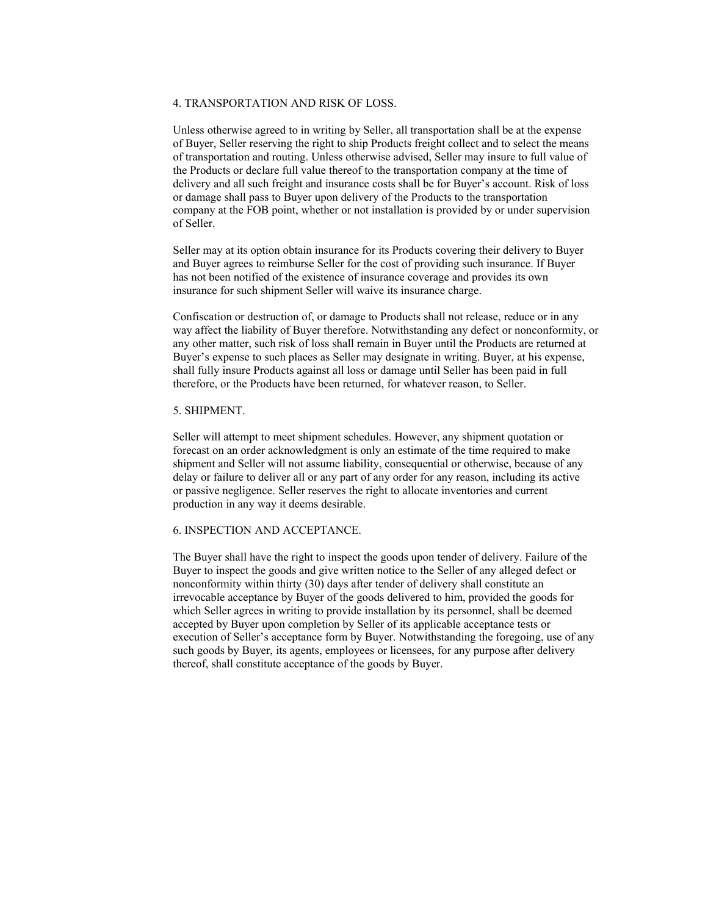## 4. TRANSPORTATION AND RISK OF LOSS.

Unless otherwise agreed to in writing by Seller, all transportation shall be at the expense of Buyer, Seller reserving the right to ship Products freight collect and to select the means of transportation and routing. Unless otherwise advised, Seller may insure to full value of the Products or declare full value thereof to the transportation company at the time of delivery and all such freight and insurance costs shall be for Buyer's account. Risk of loss or damage shall pass to Buyer upon delivery of the Products to the transportation company at the FOB point, whether or not installation is provided by or under supervision of Seller.

Seller may at its option obtain insurance for its Products covering their delivery to Buyer and Buyer agrees to reimburse Seller for the cost of providing such insurance. If Buyer has not been notified of the existence of insurance coverage and provides its own insurance for such shipment Seller will waive its insurance charge.

Confiscation or destruction of, or damage to Products shall not release, reduce or in any way affect the liability of Buyer therefore. Notwithstanding any defect or nonconformity, or any other matter, such risk of loss shall remain in Buyer until the Products are returned at Buyer's expense to such places as Seller may designate in writing. Buyer, at his expense, shall fully insure Products against all loss or damage until Seller has been paid in full therefore, or the Products have been returned, for whatever reason, to Seller.

## 5. SHIPMENT.

Seller will attempt to meet shipment schedules. However, any shipment quotation or forecast on an order acknowledgment is only an estimate of the time required to make shipment and Seller will not assume liability, consequential or otherwise, because of any delay or failure to deliver all or any part of any order for any reason, including its active or passive negligence. Seller reserves the right to allocate inventories and current production in any way it deems desirable.

## 6. INSPECTION AND ACCEPTANCE.

The Buyer shall have the right to inspect the goods upon tender of delivery. Failure of the Buyer to inspect the goods and give written notice to the Seller of any alleged defect or nonconformity within thirty (30) days after tender of delivery shall constitute an irrevocable acceptance by Buyer of the goods delivered to him, provided the goods for which Seller agrees in writing to provide installation by its personnel, shall be deemed accepted by Buyer upon completion by Seller of its applicable acceptance tests or execution of Seller's acceptance form by Buyer. Notwithstanding the foregoing, use of any such goods by Buyer, its agents, employees or licensees, for any purpose after delivery thereof, shall constitute acceptance of the goods by Buyer.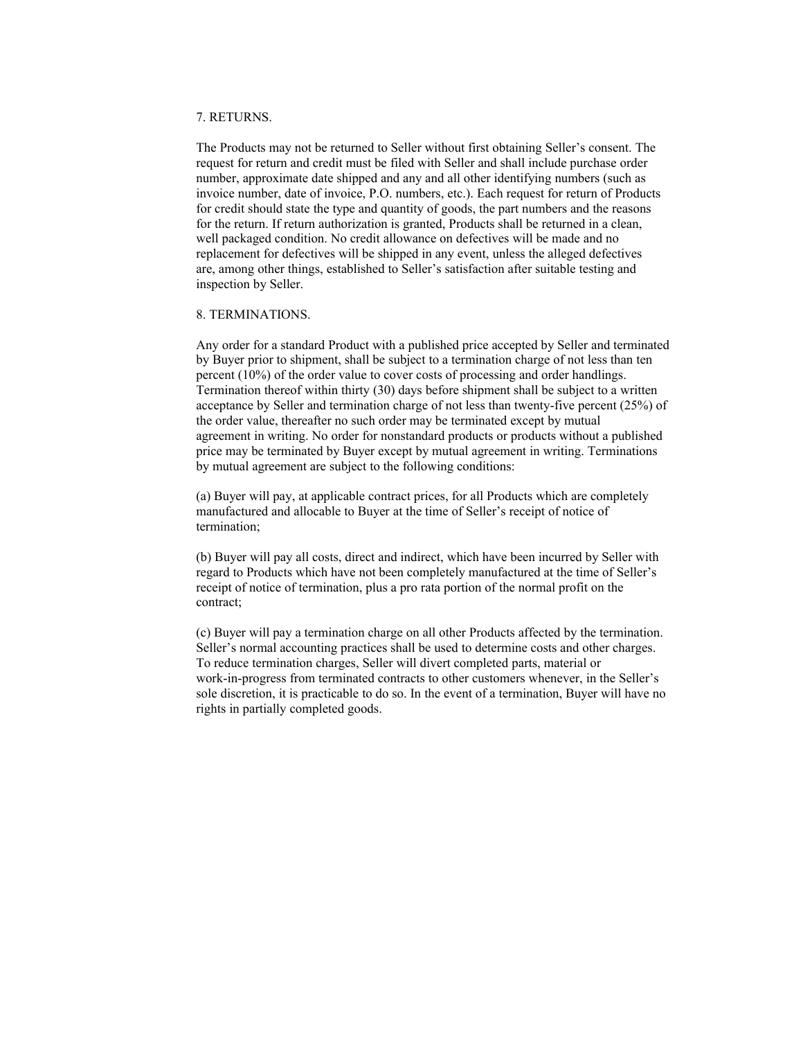## 7. RETURNS.

The Products may not be returned to Seller without first obtaining Seller's consent. The request for return and credit must be filed with Seller and shall include purchase order number, approximate date shipped and any and all other identifying numbers (such as invoice number, date of invoice, P.O. numbers, etc.). Each request for return of Products for credit should state the type and quantity of goods, the part numbers and the reasons for the return. If return authorization is granted, Products shall be returned in a clean, well packaged condition. No credit allowance on defectives will be made and no replacement for defectives will be shipped in any event, unless the alleged defectives are, among other things, established to Seller's satisfaction after suitable testing and inspection by Seller.

## 8. TERMINATIONS.

Any order for a standard Product with a published price accepted by Seller and terminated by Buyer prior to shipment, shall be subject to a termination charge of not less than ten percent (10%) of the order value to cover costs of processing and order handlings. Termination thereof within thirty (30) days before shipment shall be subject to a written acceptance by Seller and termination charge of not less than twenty-five percent (25%) of the order value, thereafter no such order may be terminated except by mutual agreement in writing. No order for nonstandard products or products without a published price may be terminated by Buyer except by mutual agreement in writing. Terminations by mutual agreement are subject to the following conditions:

(a) Buyer will pay, at applicable contract prices, for all Products which are completely manufactured and allocable to Buyer at the time of Seller's receipt of notice of termination;

(b) Buyer will pay all costs, direct and indirect, which have been incurred by Seller with regard to Products which have not been completely manufactured at the time of Seller's receipt of notice of termination, plus a pro rata portion of the normal profit on the contract;

(c) Buyer will pay a termination charge on all other Products affected by the termination. Seller's normal accounting practices shall be used to determine costs and other charges. To reduce termination charges, Seller will divert completed parts, material or work-in-progress from terminated contracts to other customers whenever, in the Seller's sole discretion, it is practicable to do so. In the event of a termination, Buyer will have no rights in partially completed goods.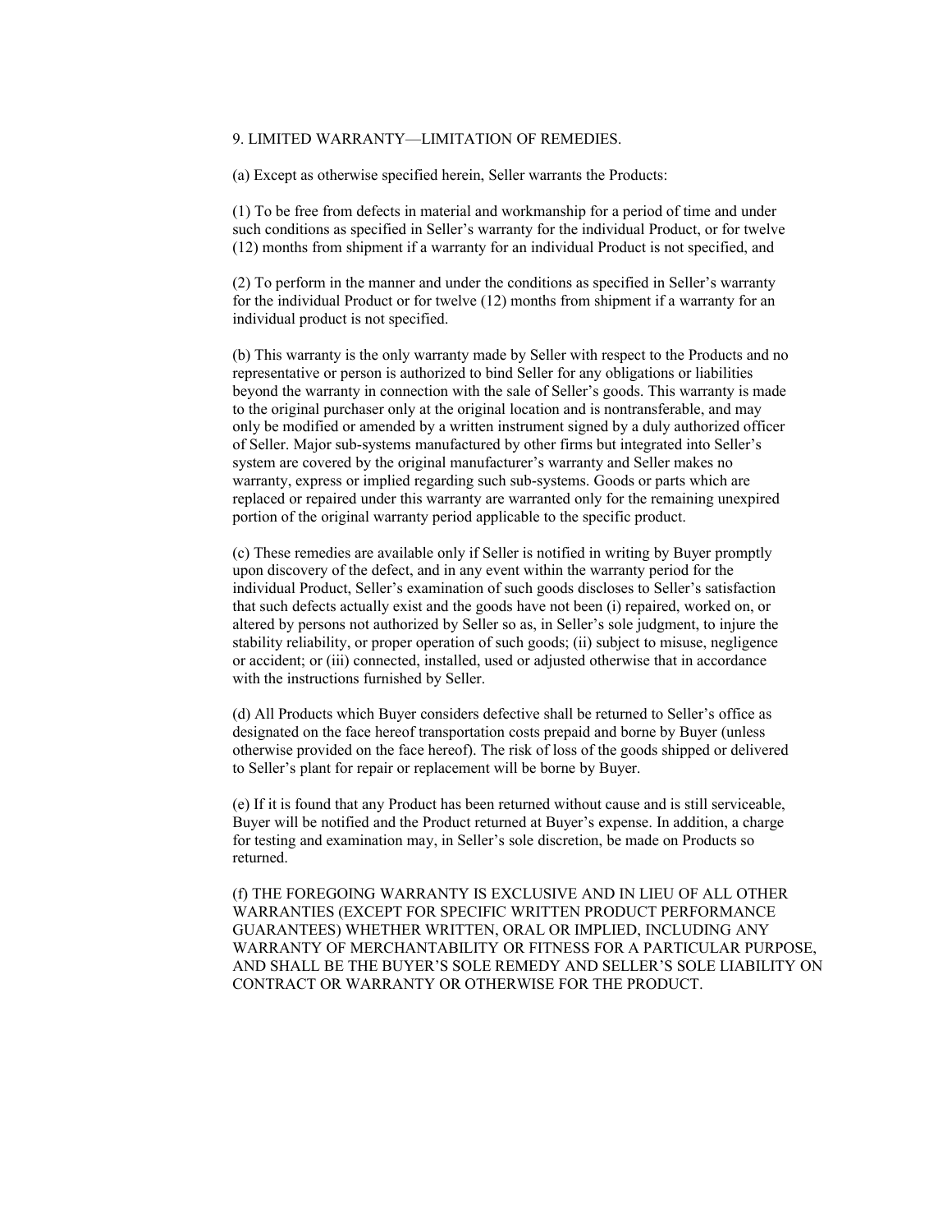9. LIMITED WARRANTY—LIMITATION OF REMEDIES.

(a) Except as otherwise specified herein, Seller warrants the Products:

(1) To be free from defects in material and workmanship for a period of time and under such conditions as specified in Seller's warranty for the individual Product, or for twelve (12) months from shipment if a warranty for an individual Product is not specified, and

(2) To perform in the manner and under the conditions as specified in Seller's warranty for the individual Product or for twelve (12) months from shipment if a warranty for an individual product is not specified.

(b) This warranty is the only warranty made by Seller with respect to the Products and no representative or person is authorized to bind Seller for any obligations or liabilities beyond the warranty in connection with the sale of Seller's goods. This warranty is made to the original purchaser only at the original location and is nontransferable, and may only be modified or amended by a written instrument signed by a duly authorized officer of Seller. Major sub-systems manufactured by other firms but integrated into Seller's system are covered by the original manufacturer's warranty and Seller makes no warranty, express or implied regarding such sub-systems. Goods or parts which are replaced or repaired under this warranty are warranted only for the remaining unexpired portion of the original warranty period applicable to the specific product.

(c) These remedies are available only if Seller is notified in writing by Buyer promptly upon discovery of the defect, and in any event within the warranty period for the individual Product, Seller's examination of such goods discloses to Seller's satisfaction that such defects actually exist and the goods have not been (i) repaired, worked on, or altered by persons not authorized by Seller so as, in Seller's sole judgment, to injure the stability reliability, or proper operation of such goods; (ii) subject to misuse, negligence or accident; or (iii) connected, installed, used or adjusted otherwise that in accordance with the instructions furnished by Seller.

(d) All Products which Buyer considers defective shall be returned to Seller's office as designated on the face hereof transportation costs prepaid and borne by Buyer (unless otherwise provided on the face hereof). The risk of loss of the goods shipped or delivered to Seller's plant for repair or replacement will be borne by Buyer.

(e) If it is found that any Product has been returned without cause and is still serviceable, Buyer will be notified and the Product returned at Buyer's expense. In addition, a charge for testing and examination may, in Seller's sole discretion, be made on Products so returned.

(f) THE FOREGOING WARRANTY IS EXCLUSIVE AND IN LIEU OF ALL OTHER WARRANTIES (EXCEPT FOR SPECIFIC WRITTEN PRODUCT PERFORMANCE GUARANTEES) WHETHER WRITTEN, ORAL OR IMPLIED, INCLUDING ANY WARRANTY OF MERCHANTABILITY OR FITNESS FOR A PARTICULAR PURPOSE, AND SHALL BE THE BUYER'S SOLE REMEDY AND SELLER'S SOLE LIABILITY ON CONTRACT OR WARRANTY OR OTHERWISE FOR THE PRODUCT.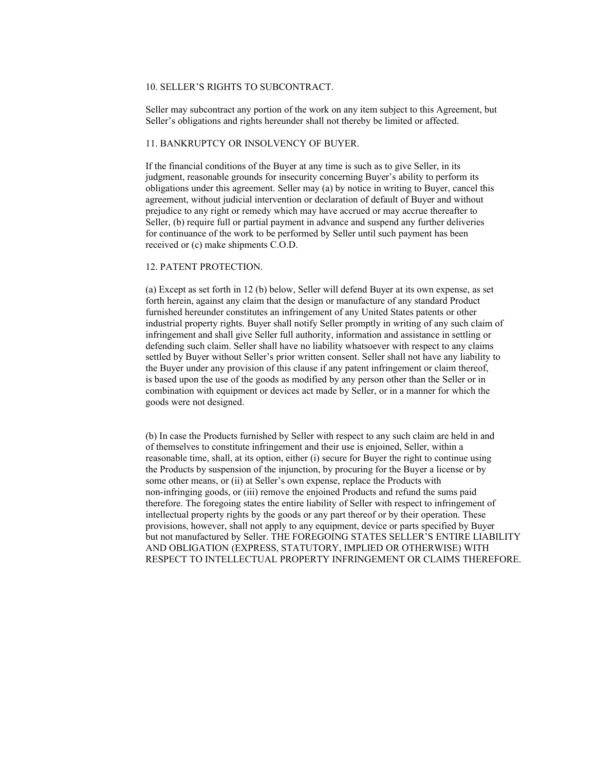## 10. SELLER'S RIGHTS TO SUBCONTRACT.

Seller may subcontract any portion of the work on any item subject to this Agreement, but Seller's obligations and rights hereunder shall not thereby be limited or affected.

## 11. BANKRUPTCY OR INSOLVENCY OF BUYER.

If the financial conditions of the Buyer at any time is such as to give Seller, in its judgment, reasonable grounds for insecurity concerning Buyer's ability to perform its obligations under this agreement. Seller may (a) by notice in writing to Buyer, cancel this agreement, without judicial intervention or declaration of default of Buyer and without prejudice to any right or remedy which may have accrued or may accrue thereafter to Seller, (b) require full or partial payment in advance and suspend any further deliveries for continuance of the work to be performed by Seller until such payment has been received or (c) make shipments C.O.D.

## 12. PATENT PROTECTION.

(a) Except as set forth in 12 (b) below, Seller will defend Buyer at its own expense, as set forth herein, against any claim that the design or manufacture of any standard Product furnished hereunder constitutes an infringement of any United States patents or other industrial property rights. Buyer shall notify Seller promptly in writing of any such claim of infringement and shall give Seller full authority, information and assistance in settling or defending such claim. Seller shall have no liability whatsoever with respect to any claims settled by Buyer without Seller's prior written consent. Seller shall not have any liability to the Buyer under any provision of this clause if any patent infringement or claim thereof, is based upon the use of the goods as modified by any person other than the Seller or in combination with equipment or devices act made by Seller, or in a manner for which the goods were not designed.

(b) In case the Products furnished by Seller with respect to any such claim are held in and of themselves to constitute infringement and their use is enjoined, Seller, within a reasonable time, shall, at its option, either (i) secure for Buyer the right to continue using the Products by suspension of the injunction, by procuring for the Buyer a license or by some other means, or (ii) at Seller's own expense, replace the Products with non-infringing goods, or (iii) remove the enjoined Products and refund the sums paid therefore. The foregoing states the entire liability of Seller with respect to infringement of intellectual property rights by the goods or any part thereof or by their operation. These provisions, however, shall not apply to any equipment, device or parts specified by Buyer but not manufactured by Seller. THE FOREGOING STATES SELLER'S ENTIRE LIABILITY AND OBLIGATION (EXPRESS, STATUTORY, IMPLIED OR OTHERWISE) WITH RESPECT TO INTELLECTUAL PROPERTY INFRINGEMENT OR CLAIMS THEREFORE.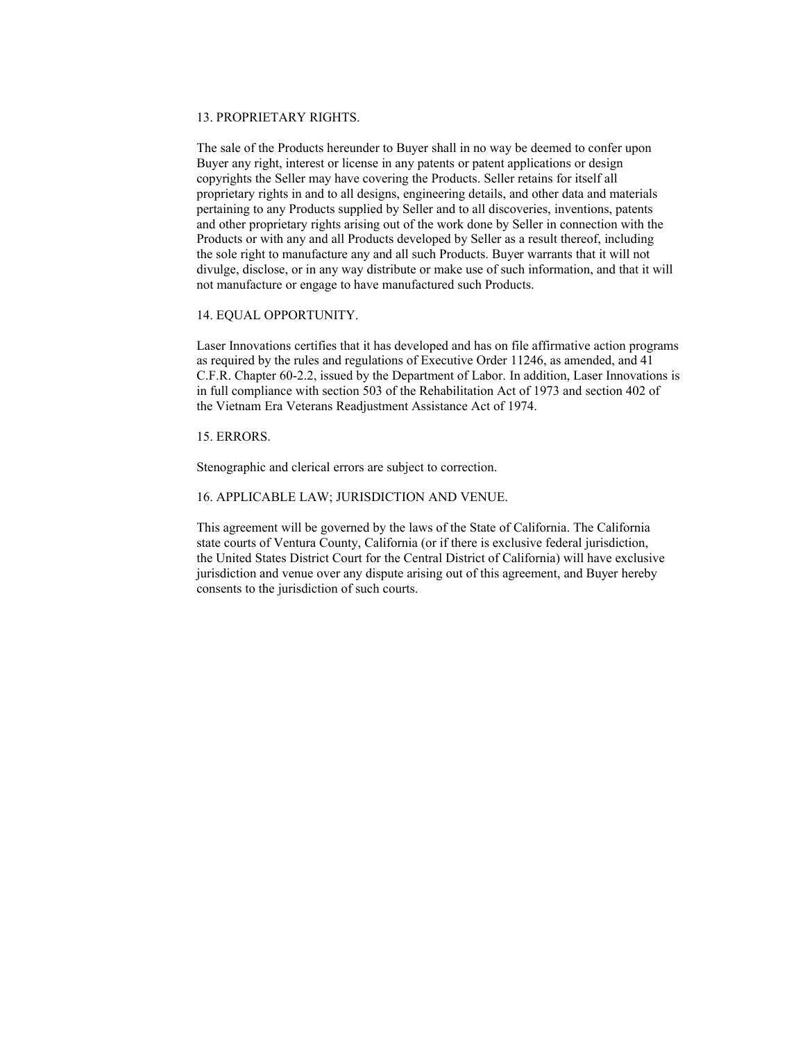## 13. PROPRIETARY RIGHTS.

The sale of the Products hereunder to Buyer shall in no way be deemed to confer upon Buyer any right, interest or license in any patents or patent applications or design copyrights the Seller may have covering the Products. Seller retains for itself all proprietary rights in and to all designs, engineering details, and other data and materials pertaining to any Products supplied by Seller and to all discoveries, inventions, patents and other proprietary rights arising out of the work done by Seller in connection with the Products or with any and all Products developed by Seller as a result thereof, including the sole right to manufacture any and all such Products. Buyer warrants that it will not divulge, disclose, or in any way distribute or make use of such information, and that it will not manufacture or engage to have manufactured such Products.

## 14. EQUAL OPPORTUNITY.

Laser Innovations certifies that it has developed and has on file affirmative action programs as required by the rules and regulations of Executive Order 11246, as amended, and 41 C.F.R. Chapter 60-2.2, issued by the Department of Labor. In addition, Laser Innovations is in full compliance with section 503 of the Rehabilitation Act of 1973 and section 402 of the Vietnam Era Veterans Readjustment Assistance Act of 1974.

## 15. ERRORS.

Stenographic and clerical errors are subject to correction.

## 16. APPLICABLE LAW; JURISDICTION AND VENUE.

This agreement will be governed by the laws of the State of California. The California state courts of Ventura County, California (or if there is exclusive federal jurisdiction, the United States District Court for the Central District of California) will have exclusive jurisdiction and venue over any dispute arising out of this agreement, and Buyer hereby consents to the jurisdiction of such courts.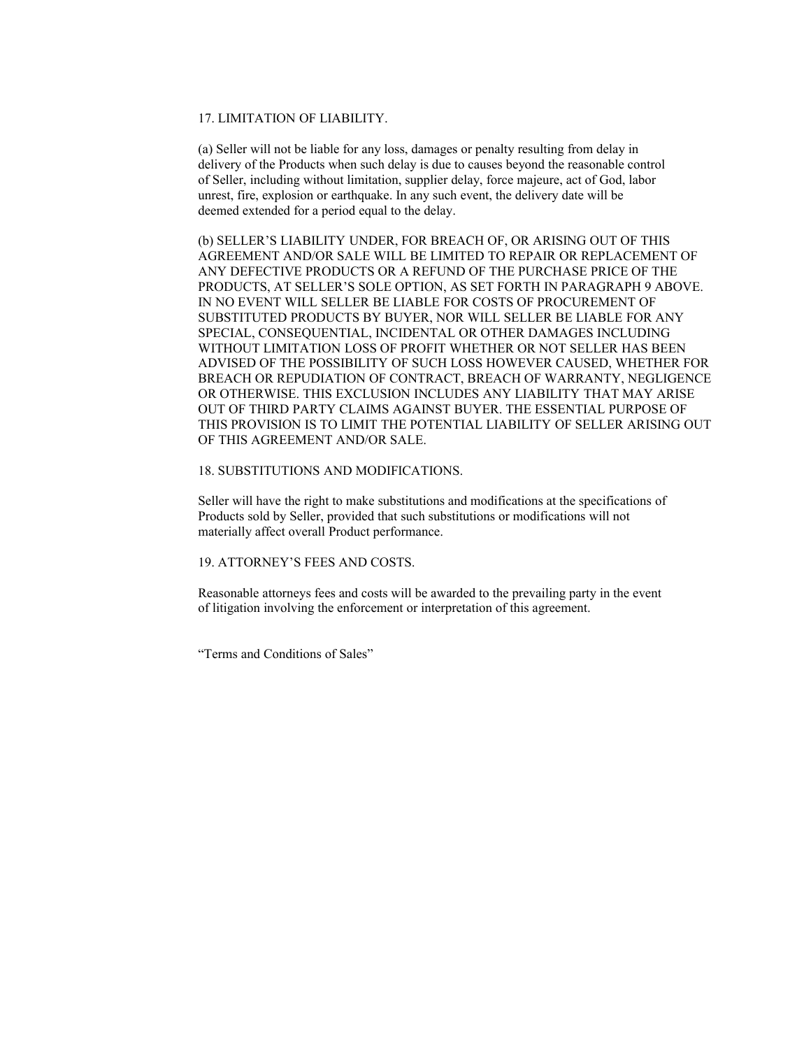## 17. LIMITATION OF LIABILITY.

(a) Seller will not be liable for any loss, damages or penalty resulting from delay in delivery of the Products when such delay is due to causes beyond the reasonable control of Seller, including without limitation, supplier delay, force majeure, act of God, labor unrest, fire, explosion or earthquake. In any such event, the delivery date will be deemed extended for a period equal to the delay.

(b) SELLER'S LIABILITY UNDER, FOR BREACH OF, OR ARISING OUT OF THIS AGREEMENT AND/OR SALE WILL BE LIMITED TO REPAIR OR REPLACEMENT OF ANY DEFECTIVE PRODUCTS OR A REFUND OF THE PURCHASE PRICE OF THE PRODUCTS, AT SELLER'S SOLE OPTION, AS SET FORTH IN PARAGRAPH 9 ABOVE. IN NO EVENT WILL SELLER BE LIABLE FOR COSTS OF PROCUREMENT OF SUBSTITUTED PRODUCTS BY BUYER, NOR WILL SELLER BE LIABLE FOR ANY SPECIAL, CONSEQUENTIAL, INCIDENTAL OR OTHER DAMAGES INCLUDING WITHOUT LIMITATION LOSS OF PROFIT WHETHER OR NOT SELLER HAS BEEN ADVISED OF THE POSSIBILITY OF SUCH LOSS HOWEVER CAUSED, WHETHER FOR BREACH OR REPUDIATION OF CONTRACT, BREACH OF WARRANTY, NEGLIGENCE OR OTHERWISE. THIS EXCLUSION INCLUDES ANY LIABILITY THAT MAY ARISE OUT OF THIRD PARTY CLAIMS AGAINST BUYER. THE ESSENTIAL PURPOSE OF THIS PROVISION IS TO LIMIT THE POTENTIAL LIABILITY OF SELLER ARISING OUT OF THIS AGREEMENT AND/OR SALE.

## 18. SUBSTITUTIONS AND MODIFICATIONS.

Seller will have the right to make substitutions and modifications at the specifications of Products sold by Seller, provided that such substitutions or modifications will not materially affect overall Product performance.

## 19. ATTORNEY'S FEES AND COSTS.

Reasonable attorneys fees and costs will be awarded to the prevailing party in the event of litigation involving the enforcement or interpretation of this agreement.

"Terms and Conditions of Sales"